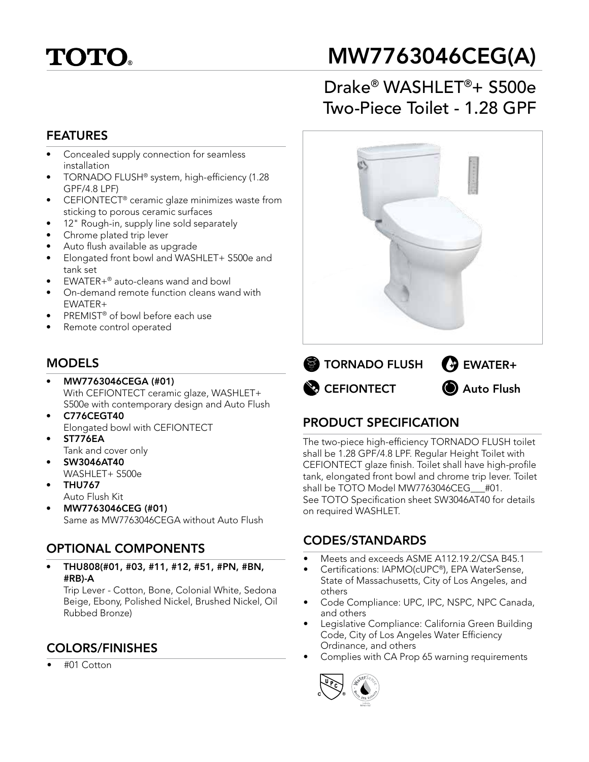# TOTO

# MW7763046CEG(A)

## Drake® WASHLET®+ S500e Two-Piece Toilet - 1.28 GPF

## FEATURES

- Concealed supply connection for seamless installation
- TORNADO FLUSH® system, high-efficiency (1.28 GPF/4.8 LPF)
- CEFIONTECT® ceramic glaze minimizes waste from sticking to porous ceramic surfaces
- 12" Rough-in, supply line sold separately
- Chrome plated trip lever
- Auto flush available as upgrade
- Elongated front bowl and WASHLET+ S500e and tank set
- EWATER+® auto-cleans wand and bowl
- On-demand remote function cleans wand with EWATER+
- PREMIST® of bowl before each use
- Remote control operated

## MODELS

- **MW7763046CEGA (#01)**
  With CEFIONTECT ceramic glaze, WASHLET+ S500e with contemporary design and Auto Flush
- **C776CEGT40**
  Elongated bowl with CEFIONTECT
- **ST776EA**
  Tank and cover only
- **SW3046AT40**
  WASHLET+ S500e
- **THU767**
  Auto Flush Kit
- **MW7763046CEG (#01)**
  Same as MW7763046CEGA without Auto Flush

## OPTIONAL COMPONENTS

- **THU808(#01, #03, #11, #12, #51, #PN, #BN, #RB)-A**
  Trip Lever - Cotton, Bone, Colonial White, Sedona Beige, Ebony, Polished Nickel, Brushed Nickel, Oil Rubbed Bronze)

## COLORS/FINISHES

- #01 Cotton

**TORNADO FLUSH** **EWATER+** **CEFIONTECT** **Auto Flush**

## PRODUCT SPECIFICATION

The two-piece high-efficiency TORNADO FLUSH toilet shall be 1.28 GPF/4.8 LPF. Regular Height Toilet with CEFIONTECT glaze finish. Toilet shall have high-profile tank, elongated front bowl and chrome trip lever. Toilet shall be TOTO Model MW7763046CEG___#01.
See TOTO Specification sheet SW3046AT40 for details on required WASHLET.

## CODES/STANDARDS

- Meets and exceeds ASME A112.19.2/CSA B45.1
- Certifications: IAPMO(cUPC®), EPA WaterSense, State of Massachusetts, City of Los Angeles, and others
- Code Compliance: UPC, IPC, NSPC, NPC Canada, and others
- Legislative Compliance: California Green Building Code, City of Los Angeles Water Efficiency Ordinance, and others
- Complies with CA Prop 65 warning requirements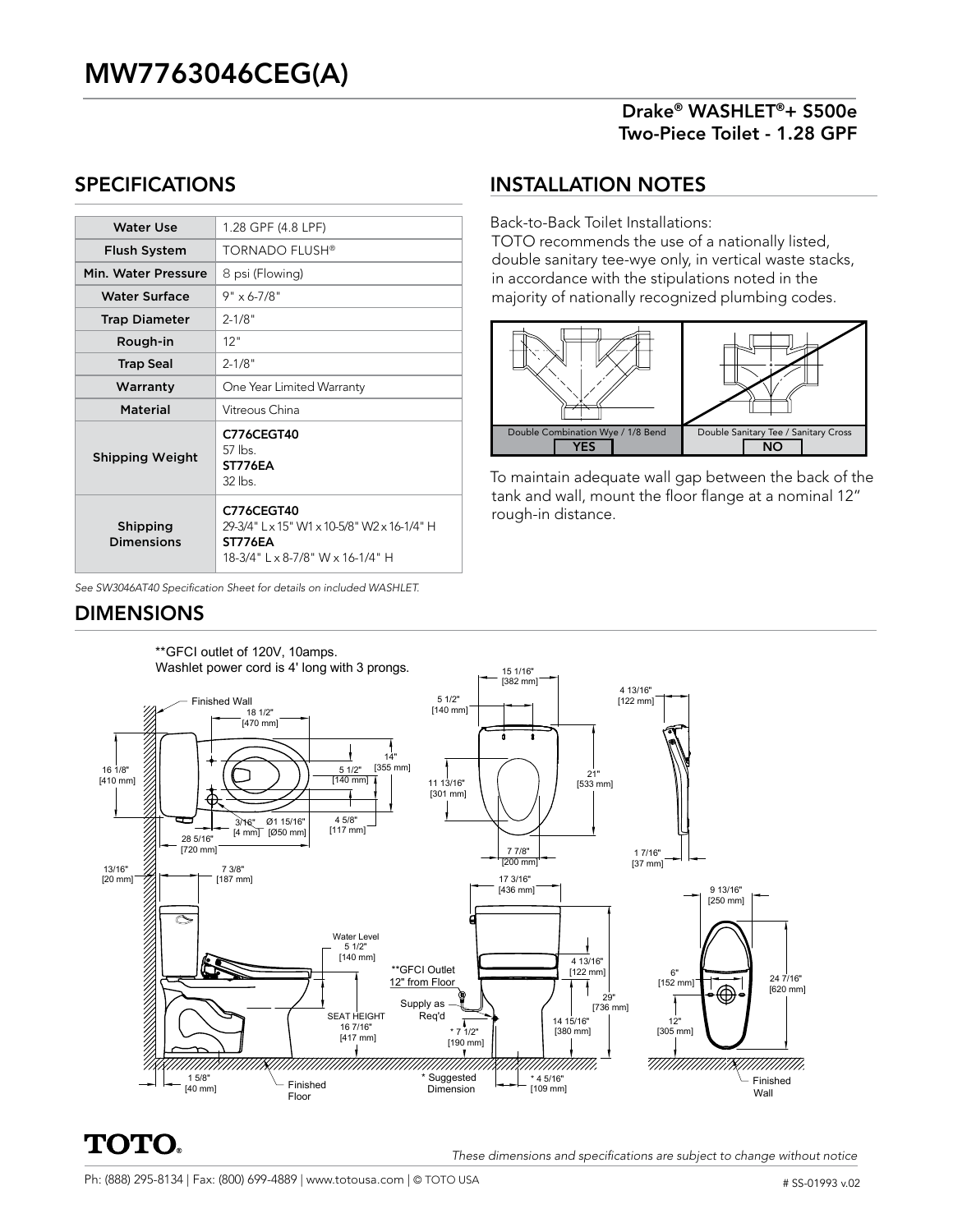# MW7763046CEG(A)

**Drake® WASHLET®+ S500e**
**Two-Piece Toilet - 1.28 GPF**

## SPECIFICATIONS

| | |
|---|---|
| **Water Use** | 1.28 GPF (4.8 LPF) |
| **Flush System** | TORNADO FLUSH® |
| **Min. Water Pressure** | 8 psi (Flowing) |
| **Water Surface** | 9" x 6-7/8" |
| **Trap Diameter** | 2-1/8" |
| **Rough-in** | 12" |
| **Trap Seal** | 2-1/8" |
| **Warranty** | One Year Limited Warranty |
| **Material** | Vitreous China |
| **Shipping Weight** | **C776CEGT40** 57 lbs. **ST776EA** 32 lbs. |
| **Shipping Dimensions** | **C776CEGT40** 29-3/4" L x 15" W1 x 10-5/8" W2 x 16-1/4" H **ST776EA** 18-3/4" L x 8-7/8" W x 16-1/4" H |

*See SW3046AT40 Specification Sheet for details on included WASHLET.*

## INSTALLATION NOTES

Back-to-Back Toilet Installations:
TOTO recommends the use of a nationally listed, double sanitary tee-wye only, in vertical waste stacks, in accordance with the stipulations noted in the majority of nationally recognized plumbing codes.

Double Combination Wye / 1/8 Bend
YES

Double Sanitary Tee / Sanitary Cross
NO

To maintain adequate wall gap between the back of the tank and wall, mount the floor flange at a nominal 12" rough-in distance.

## DIMENSIONS

**GFCI outlet of 120V, 10amps.
Washlet power cord is 4' long with 3 prongs.

Finished Wall
18 1/2" [470 mm]
16 1/8" [410 mm]
14" [355 mm]
5 1/2" [140 mm]
3/16" [4 mm]
Ø1 15/16" [Ø50 mm]
4 5/8" [117 mm]
28 5/16" [720 mm]
13/16" [20 mm]
7 3/8" [187 mm]
15 1/16" [382 mm]
5 1/2" [140 mm]
4 13/16" [122 mm]
11 13/16" [301 mm]
21" [533 mm]
7 7/8" [200 mm]
1 7/16" [37 mm]
17 3/16" [436 mm]
9 13/16" [250 mm]
Water Level 5 1/2" [140 mm]
**GFCI Outlet 12" from Floor
Supply as Req'd
4 13/16" [122 mm]
29" [736 mm]
6" [152 mm]
24 7/16" [620 mm]
SEAT HEIGHT 16 7/16" [417 mm]
* 7 1/2" [190 mm]
14 15/16" [380 mm]
12" [305 mm]
1 5/8" [40 mm]
Finished Floor
* Suggested Dimension
* 4 5/16" [109 mm]
Finished Wall

*These dimensions and specifications are subject to change without notice*

Ph: (888) 295-8134 | Fax: (800) 699-4889 | www.totousa.com | © TOTO USA

# SS-01993 v.02